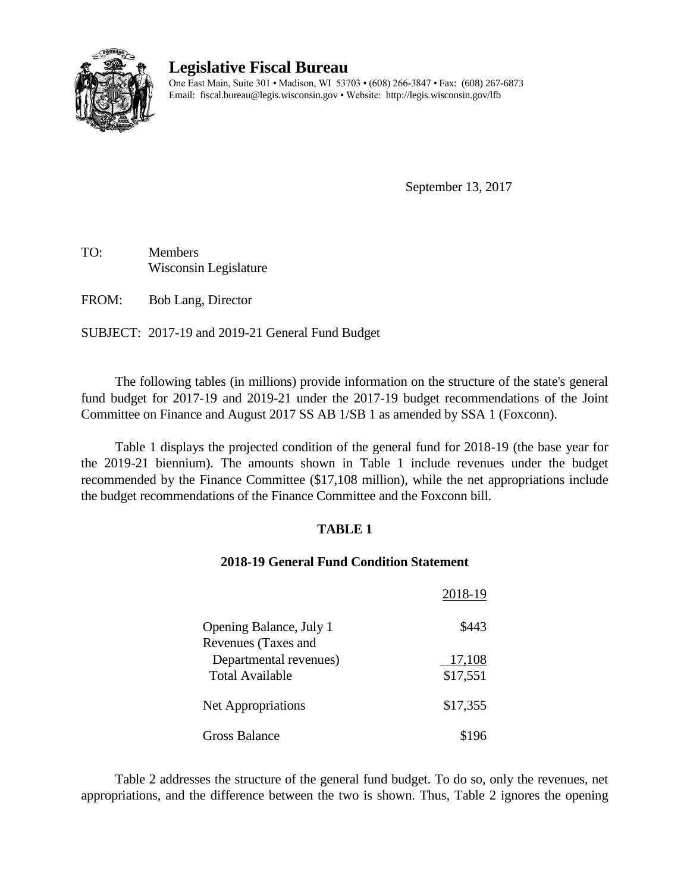# Legislative Fiscal Bureau

One East Main, Suite 301 • Madison, WI 53703 • (608) 266-3847 • Fax: (608) 267-6873
Email: fiscal.bureau@legis.wisconsin.gov • Website: http://legis.wisconsin.gov/lfb

September 13, 2017

TO: Members
Wisconsin Legislature

FROM: Bob Lang, Director

SUBJECT: 2017-19 and 2019-21 General Fund Budget

The following tables (in millions) provide information on the structure of the state's general fund budget for 2017-19 and 2019-21 under the 2017-19 budget recommendations of the Joint Committee on Finance and August 2017 SS AB 1/SB 1 as amended by SSA 1 (Foxconn).

Table 1 displays the projected condition of the general fund for 2018-19 (the base year for the 2019-21 biennium). The amounts shown in Table 1 include revenues under the budget recommended by the Finance Committee ($17,108 million), while the net appropriations include the budget recommendations of the Finance Committee and the Foxconn bill.

**TABLE 1**

**2018-19 General Fund Condition Statement**

| | 2018-19 |
|---|---|
| Opening Balance, July 1 | $443 |
| Revenues (Taxes and Departmental revenues) | 17,108 |
| Total Available | $17,551 |
| Net Appropriations | $17,355 |
| Gross Balance | $196 |

Table 2 addresses the structure of the general fund budget. To do so, only the revenues, net appropriations, and the difference between the two is shown. Thus, Table 2 ignores the opening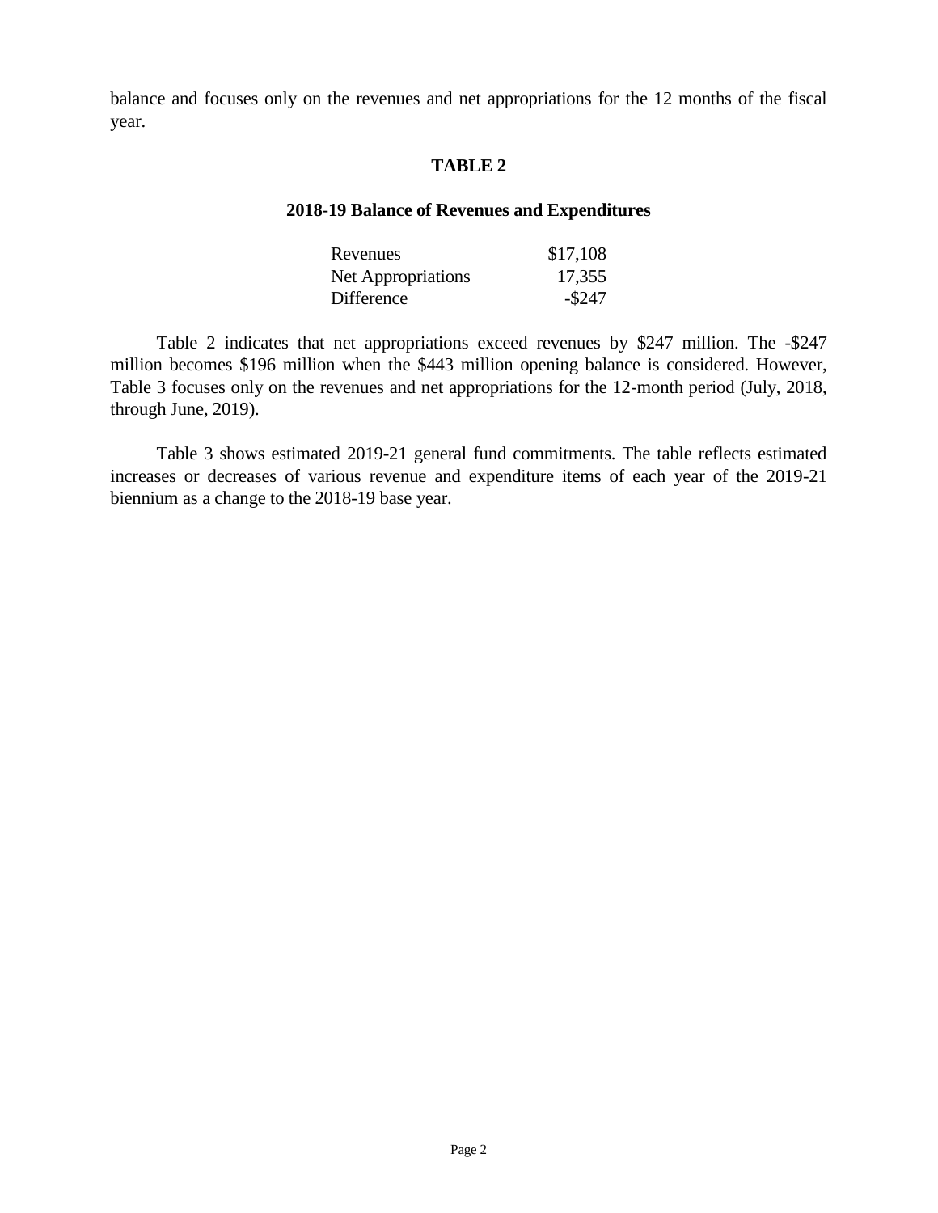balance and focuses only on the revenues and net appropriations for the 12 months of the fiscal year.

## TABLE 2

### 2018-19 Balance of Revenues and Expenditures

| | |
|---|---:|
| Revenues | $17,108 |
| Net Appropriations | 17,355 |
| Difference | -$247 |

Table 2 indicates that net appropriations exceed revenues by $247 million. The -$247 million becomes $196 million when the $443 million opening balance is considered. However, Table 3 focuses only on the revenues and net appropriations for the 12-month period (July, 2018, through June, 2019).

Table 3 shows estimated 2019-21 general fund commitments. The table reflects estimated increases or decreases of various revenue and expenditure items of each year of the 2019-21 biennium as a change to the 2018-19 base year.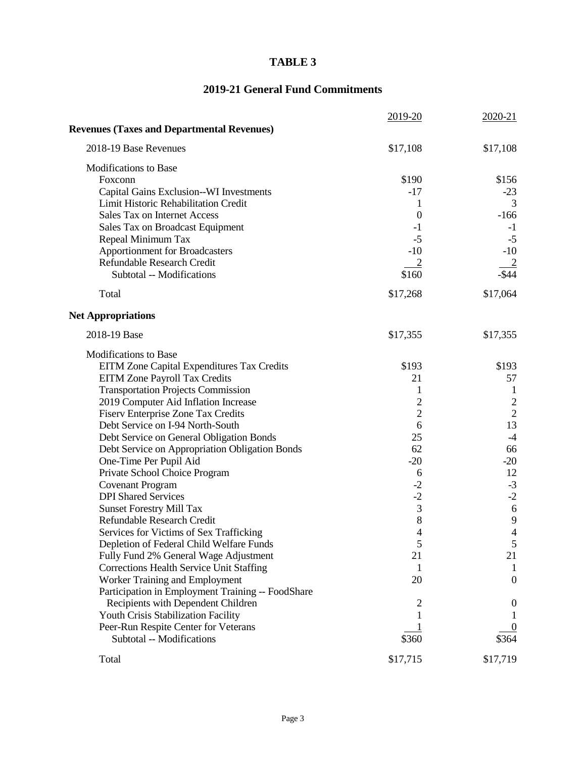# TABLE 3

## 2019-21 General Fund Commitments

| | 2019-20 | 2020-21 |
|---|---|---|
| **Revenues (Taxes and Departmental Revenues)** | | |
| 2018-19 Base Revenues | $17,108 | $17,108 |
| Modifications to Base | | |
| Foxconn | $190 | $156 |
| Capital Gains Exclusion--WI Investments | -17 | -23 |
| Limit Historic Rehabilitation Credit | 1 | 3 |
| Sales Tax on Internet Access | 0 | -166 |
| Sales Tax on Broadcast Equipment | -1 | -1 |
| Repeal Minimum Tax | -5 | -5 |
| Apportionment for Broadcasters | -10 | -10 |
| Refundable Research Credit | 2 | 2 |
| Subtotal -- Modifications | $160 | -$44 |
| Total | $17,268 | $17,064 |
| **Net Appropriations** | | |
| 2018-19 Base | $17,355 | $17,355 |
| Modifications to Base | | |
| EITM Zone Capital Expenditures Tax Credits | $193 | $193 |
| EITM Zone Payroll Tax Credits | 21 | 57 |
| Transportation Projects Commission | 1 | 1 |
| 2019 Computer Aid Inflation Increase | 2 | 2 |
| Fiserv Enterprise Zone Tax Credits | 2 | 2 |
| Debt Service on I-94 North-South | 6 | 13 |
| Debt Service on General Obligation Bonds | 25 | -4 |
| Debt Service on Appropriation Obligation Bonds | 62 | 66 |
| One-Time Per Pupil Aid | -20 | -20 |
| Private School Choice Program | 6 | 12 |
| Covenant Program | -2 | -3 |
| DPI Shared Services | -2 | -2 |
| Sunset Forestry Mill Tax | 3 | 6 |
| Refundable Research Credit | 8 | 9 |
| Services for Victims of Sex Trafficking | 4 | 4 |
| Depletion of Federal Child Welfare Funds | 5 | 5 |
| Fully Fund 2% General Wage Adjustment | 21 | 21 |
| Corrections Health Service Unit Staffing | 1 | 1 |
| Worker Training and Employment | 20 | 0 |
| Participation in Employment Training -- FoodShare Recipients with Dependent Children | 2 | 0 |
| Youth Crisis Stabilization Facility | 1 | 1 |
| Peer-Run Respite Center for Veterans | 1 | 0 |
| Subtotal -- Modifications | $360 | $364 |
| Total | $17,715 | $17,719 |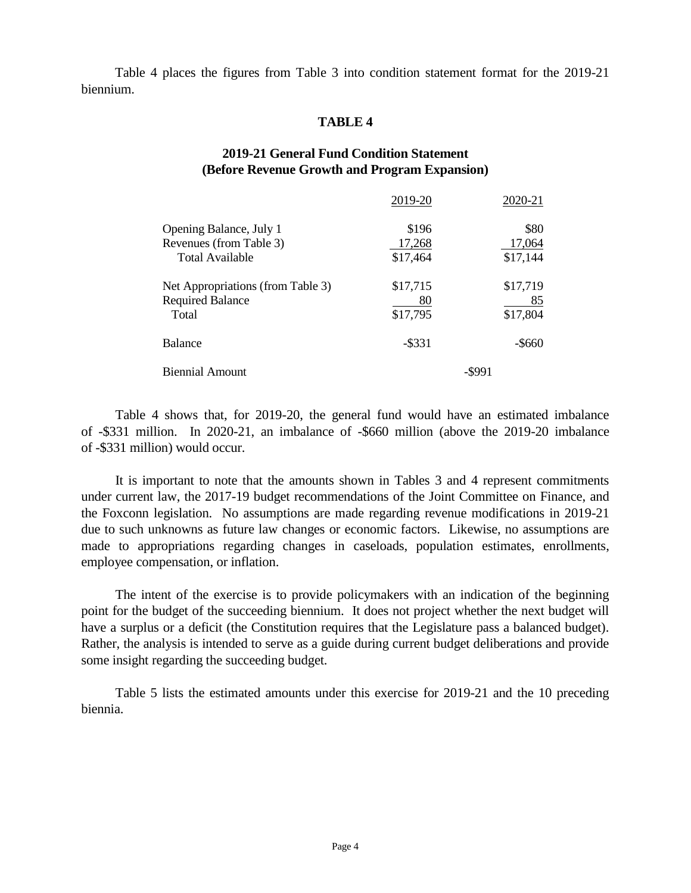Table 4 places the figures from Table 3 into condition statement format for the 2019-21 biennium.

**TABLE 4**

**2019-21 General Fund Condition Statement**
**(Before Revenue Growth and Program Expansion)**

| | 2019-20 | 2020-21 |
|---|---|---|
| Opening Balance, July 1 | $196 | $80 |
| Revenues (from Table 3) | 17,268 | 17,064 |
| Total Available | $17,464 | $17,144 |
| | | |
| Net Appropriations (from Table 3) | $17,715 | $17,719 |
| Required Balance | 80 | 85 |
| Total | $17,795 | $17,804 |
| | | |
| Balance | -$331 | -$660 |
| | | |
| Biennial Amount | -$991 | |

Table 4 shows that, for 2019-20, the general fund would have an estimated imbalance of -$331 million. In 2020-21, an imbalance of -$660 million (above the 2019-20 imbalance of -$331 million) would occur.

It is important to note that the amounts shown in Tables 3 and 4 represent commitments under current law, the 2017-19 budget recommendations of the Joint Committee on Finance, and the Foxconn legislation. No assumptions are made regarding revenue modifications in 2019-21 due to such unknowns as future law changes or economic factors. Likewise, no assumptions are made to appropriations regarding changes in caseloads, population estimates, enrollments, employee compensation, or inflation.

The intent of the exercise is to provide policymakers with an indication of the beginning point for the budget of the succeeding biennium. It does not project whether the next budget will have a surplus or a deficit (the Constitution requires that the Legislature pass a balanced budget). Rather, the analysis is intended to serve as a guide during current budget deliberations and provide some insight regarding the succeeding budget.

Table 5 lists the estimated amounts under this exercise for 2019-21 and the 10 preceding biennia.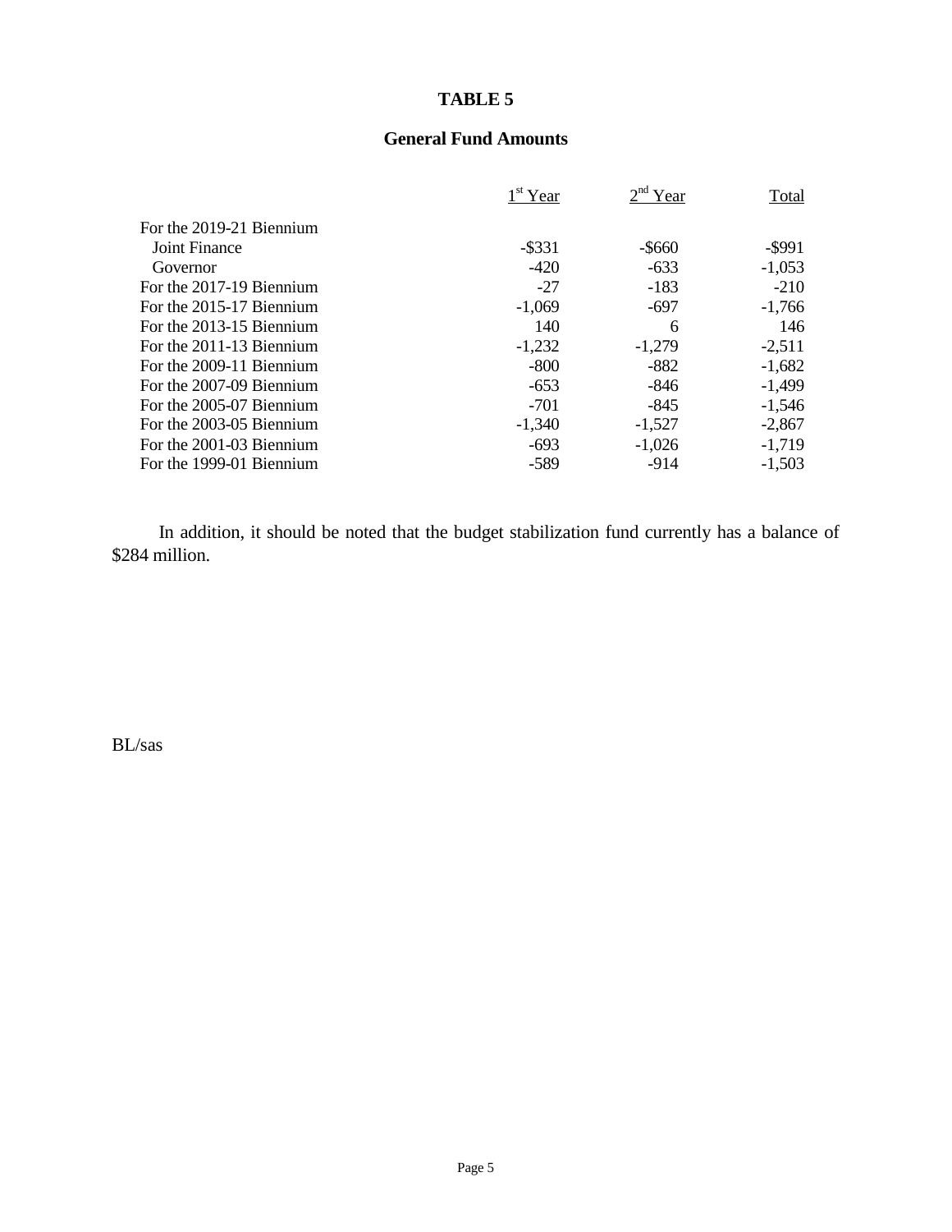**TABLE 5**

**General Fund Amounts**

| | 1st Year | 2nd Year | Total |
|---|---|---|---|
| For the 2019-21 Biennium | | | |
| Joint Finance | -$331 | -$660 | -$991 |
| Governor | -420 | -633 | -1,053 |
| For the 2017-19 Biennium | -27 | -183 | -210 |
| For the 2015-17 Biennium | -1,069 | -697 | -1,766 |
| For the 2013-15 Biennium | 140 | 6 | 146 |
| For the 2011-13 Biennium | -1,232 | -1,279 | -2,511 |
| For the 2009-11 Biennium | -800 | -882 | -1,682 |
| For the 2007-09 Biennium | -653 | -846 | -1,499 |
| For the 2005-07 Biennium | -701 | -845 | -1,546 |
| For the 2003-05 Biennium | -1,340 | -1,527 | -2,867 |
| For the 2001-03 Biennium | -693 | -1,026 | -1,719 |
| For the 1999-01 Biennium | -589 | -914 | -1,503 |

In addition, it should be noted that the budget stabilization fund currently has a balance of $284 million.

BL/sas